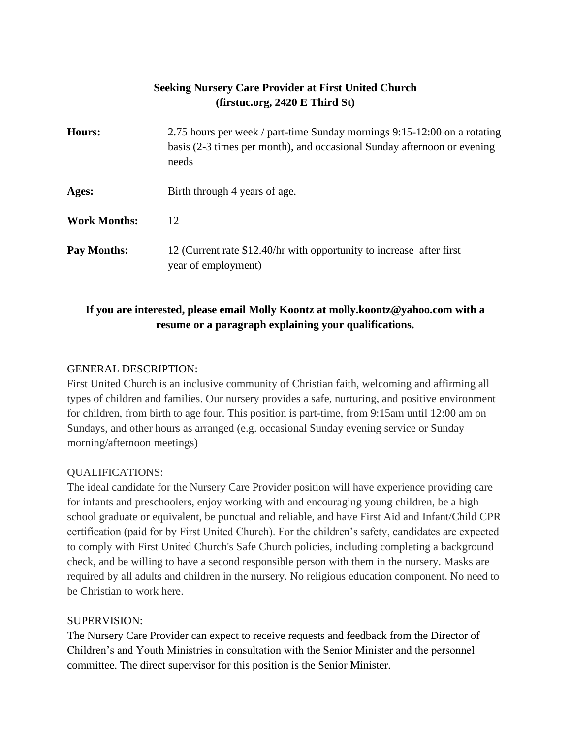**Seeking Nursery Care Provider at First United Church**
**(firstuc.org, 2420 E Third St)**

| | |
|---|---|
| **Hours:** | 2.75 hours per week / part-time Sunday mornings 9:15-12:00 on a rotating basis (2-3 times per month), and occasional Sunday afternoon or evening needs |
| **Ages:** | Birth through 4 years of age. |
| **Work Months:** | 12 |
| **Pay Months:** | 12 (Current rate $12.40/hr with opportunity to increase after first year of employment) |

**If you are interested, please email Molly Koontz at molly.koontz@yahoo.com with a resume or a paragraph explaining your qualifications.**

GENERAL DESCRIPTION:
First United Church is an inclusive community of Christian faith, welcoming and affirming all types of children and families. Our nursery provides a safe, nurturing, and positive environment for children, from birth to age four. This position is part-time, from 9:15am until 12:00 am on Sundays, and other hours as arranged (e.g. occasional Sunday evening service or Sunday morning/afternoon meetings)

QUALIFICATIONS:
The ideal candidate for the Nursery Care Provider position will have experience providing care for infants and preschoolers, enjoy working with and encouraging young children, be a high school graduate or equivalent, be punctual and reliable, and have First Aid and Infant/Child CPR certification (paid for by First United Church). For the children's safety, candidates are expected to comply with First United Church's Safe Church policies, including completing a background check, and be willing to have a second responsible person with them in the nursery. Masks are required by all adults and children in the nursery. No religious education component. No need to be Christian to work here.

SUPERVISION:
The Nursery Care Provider can expect to receive requests and feedback from the Director of Children's and Youth Ministries in consultation with the Senior Minister and the personnel committee. The direct supervisor for this position is the Senior Minister.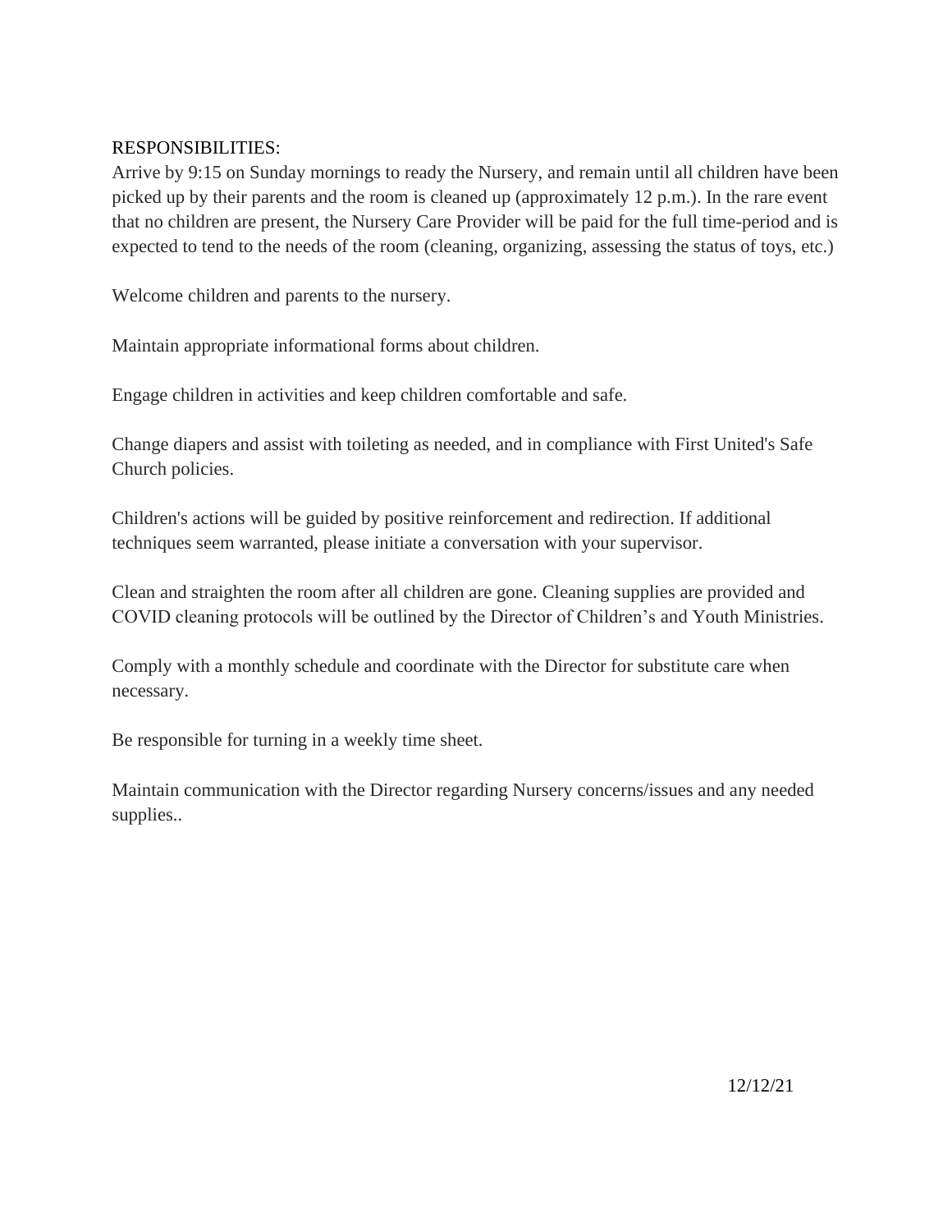RESPONSIBILITIES:

Arrive by 9:15 on Sunday mornings to ready the Nursery, and remain until all children have been picked up by their parents and the room is cleaned up (approximately 12 p.m.). In the rare event that no children are present, the Nursery Care Provider will be paid for the full time-period and is expected to tend to the needs of the room (cleaning, organizing, assessing the status of toys, etc.)

Welcome children and parents to the nursery.

Maintain appropriate informational forms about children.

Engage children in activities and keep children comfortable and safe.

Change diapers and assist with toileting as needed, and in compliance with First United's Safe Church policies.

Children's actions will be guided by positive reinforcement and redirection. If additional techniques seem warranted, please initiate a conversation with your supervisor.

Clean and straighten the room after all children are gone. Cleaning supplies are provided and COVID cleaning protocols will be outlined by the Director of Children's and Youth Ministries.

Comply with a monthly schedule and coordinate with the Director for substitute care when necessary.

Be responsible for turning in a weekly time sheet.

Maintain communication with the Director regarding Nursery concerns/issues and any needed supplies..

12/12/21